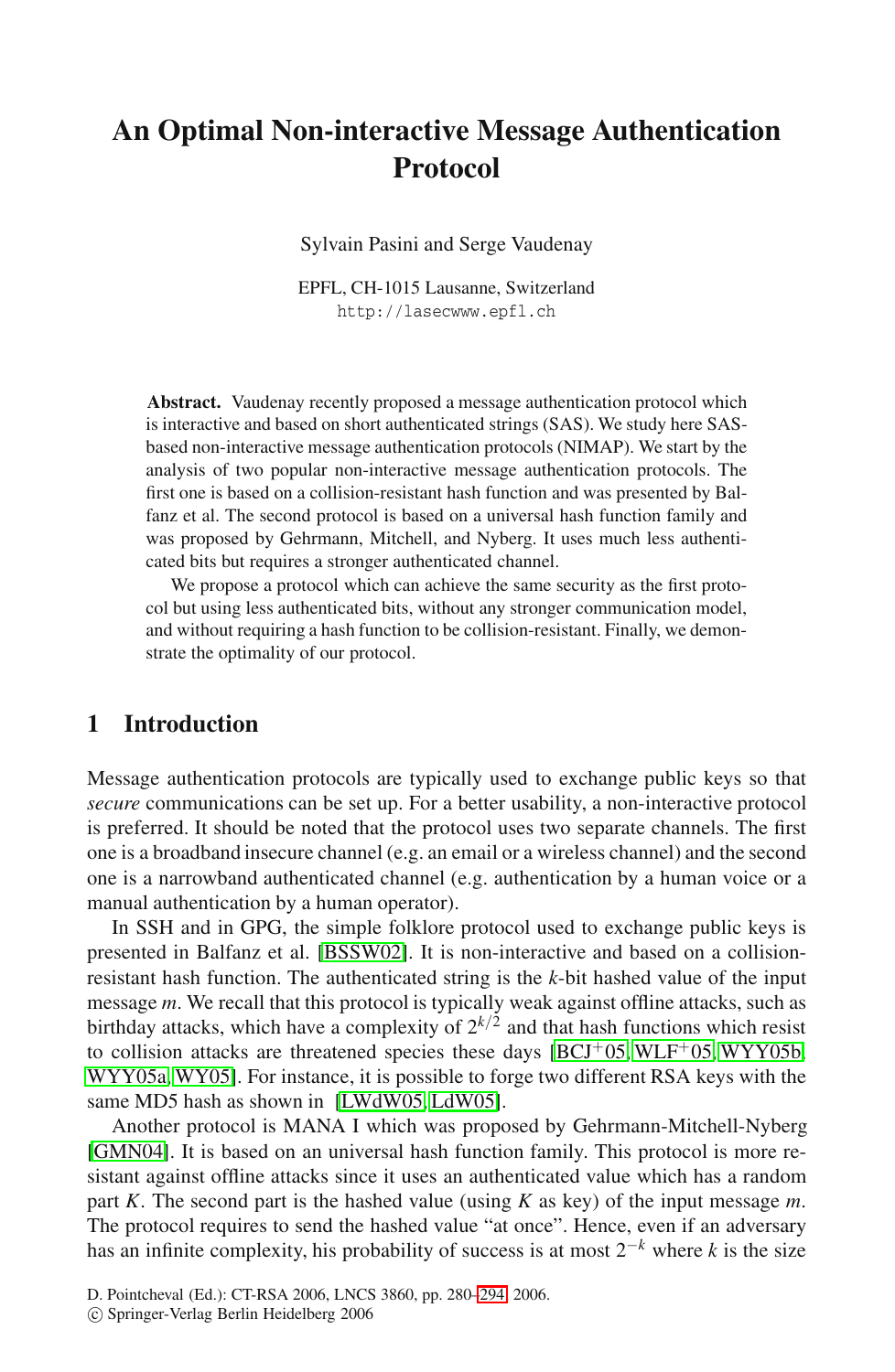# An Optimal Non-interactive Message Authentication Protocol

Sylvain Pasini and Serge Vaudenay

EPFL, CH-1015 Lausanne, Switzerland
http://lasecwww.epfl.ch

**Abstract.** Vaudenay recently proposed a message authentication protocol which is interactive and based on short authenticated strings (SAS). We study here SAS-based non-interactive message authentication protocols (NIMAP). We start by the analysis of two popular non-interactive message authentication protocols. The first one is based on a collision-resistant hash function and was presented by Balfanz et al. The second protocol is based on a universal hash function family and was proposed by Gehrmann, Mitchell, and Nyberg. It uses much less authenticated bits but requires a stronger authenticated channel.

We propose a protocol which can achieve the same security as the first protocol but using less authenticated bits, without any stronger communication model, and without requiring a hash function to be collision-resistant. Finally, we demonstrate the optimality of our protocol.

## 1 Introduction

Message authentication protocols are typically used to exchange public keys so that *secure* communications can be set up. For a better usability, a non-interactive protocol is preferred. It should be noted that the protocol uses two separate channels. The first one is a broadband insecure channel (e.g. an email or a wireless channel) and the second one is a narrowband authenticated channel (e.g. authentication by a human voice or a manual authentication by a human operator).

In SSH and in GPG, the simple folklore protocol used to exchange public keys is presented in Balfanz et al. [BSSW02]. It is non-interactive and based on a collision-resistant hash function. The authenticated string is the $k$-bit hashed value of the input message $m$. We recall that this protocol is typically weak against offline attacks, such as birthday attacks, which have a complexity of $2^{k/2}$ and that hash functions which resist to collision attacks are threatened species these days [BCJ+05, WLF+05, WYY05b, WYY05a, WY05]. For instance, it is possible to forge two different RSA keys with the same MD5 hash as shown in [LWdW05, LdW05].

Another protocol is MANA I which was proposed by Gehrmann-Mitchell-Nyberg [GMN04]. It is based on an universal hash function family. This protocol is more resistant against offline attacks since it uses an authenticated value which has a random part $K$. The second part is the hashed value (using $K$ as key) of the input message $m$. The protocol requires to send the hashed value "at once". Hence, even if an adversary has an infinite complexity, his probability of success is at most $2^{-k}$ where $k$ is the size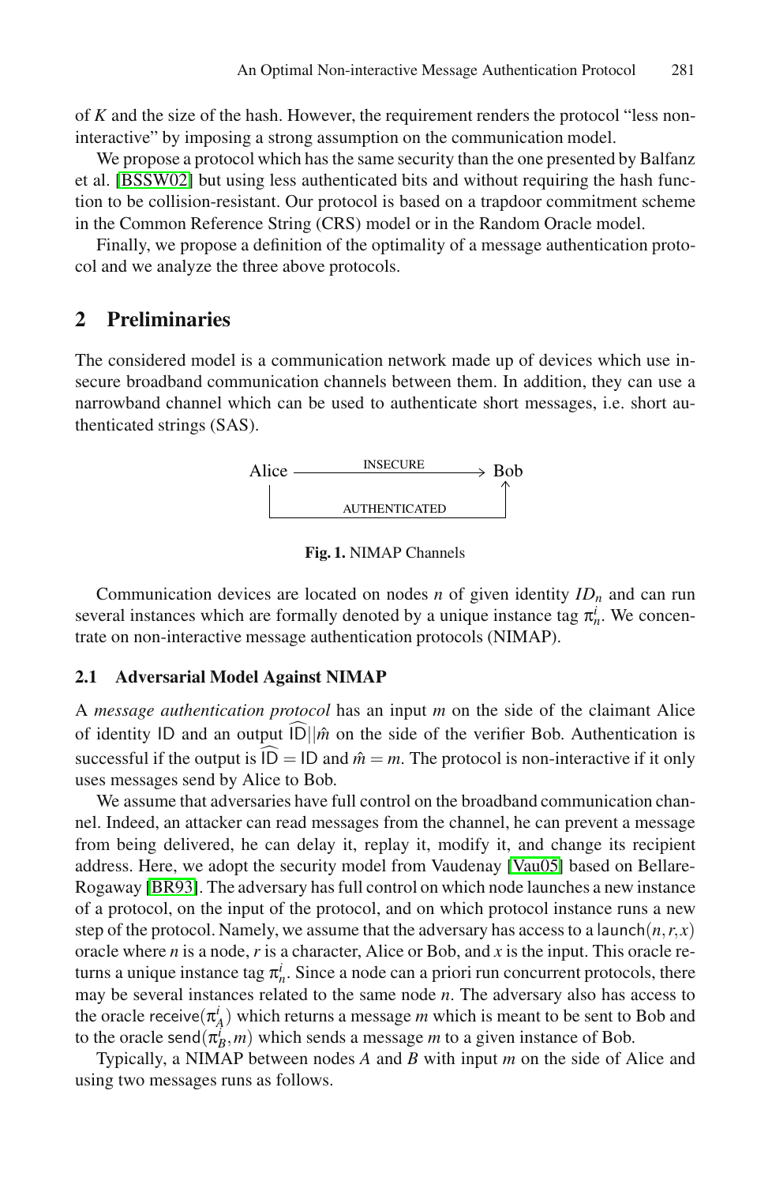of $K$ and the size of the hash. However, the requirement renders the protocol "less non-interactive" by imposing a strong assumption on the communication model.

We propose a protocol which has the same security than the one presented by Balfanz et al. [BSSW02] but using less authenticated bits and without requiring the hash function to be collision-resistant. Our protocol is based on a trapdoor commitment scheme in the Common Reference String (CRS) model or in the Random Oracle model.

Finally, we propose a definition of the optimality of a message authentication protocol and we analyze the three above protocols.

## 2 Preliminaries

The considered model is a communication network made up of devices which use insecure broadband communication channels between them. In addition, they can use a narrowband channel which can be used to authenticate short messages, i.e. short authenticated strings (SAS).

Alice
INSECURE
Bob
AUTHENTICATED

**Fig. 1.** NIMAP Channels

Communication devices are located on nodes $n$ of given identity $ID_n$ and can run several instances which are formally denoted by a unique instance tag $\pi_n^i$. We concentrate on non-interactive message authentication protocols (NIMAP).

### 2.1 Adversarial Model Against NIMAP

A *message authentication protocol* has an input $m$ on the side of the claimant Alice of identity $\mathsf{ID}$ and an output $\widehat{\mathsf{ID}}||\hat{m}$ on the side of the verifier Bob. Authentication is successful if the output is $\widehat{\mathsf{ID}} = \mathsf{ID}$ and $\hat{m} = m$. The protocol is non-interactive if it only uses messages send by Alice to Bob.

We assume that adversaries have full control on the broadband communication channel. Indeed, an attacker can read messages from the channel, he can prevent a message from being delivered, he can delay it, replay it, modify it, and change its recipient address. Here, we adopt the security model from Vaudenay [Vau05] based on Bellare-Rogaway [BR93]. The adversary has full control on which node launches a new instance of a protocol, on the input of the protocol, and on which protocol instance runs a new step of the protocol. Namely, we assume that the adversary has access to a $\mathsf{launch}(n,r,x)$ oracle where $n$ is a node, $r$ is a character, Alice or Bob, and $x$ is the input. This oracle returns a unique instance tag $\pi_n^i$. Since a node can a priori run concurrent protocols, there may be several instances related to the same node $n$. The adversary also has access to the oracle $\mathsf{receive}(\pi_A^i)$ which returns a message $m$ which is meant to be sent to Bob and to the oracle $\mathsf{send}(\pi_B^i, m)$ which sends a message $m$ to a given instance of Bob.

Typically, a NIMAP between nodes $A$ and $B$ with input $m$ on the side of Alice and using two messages runs as follows.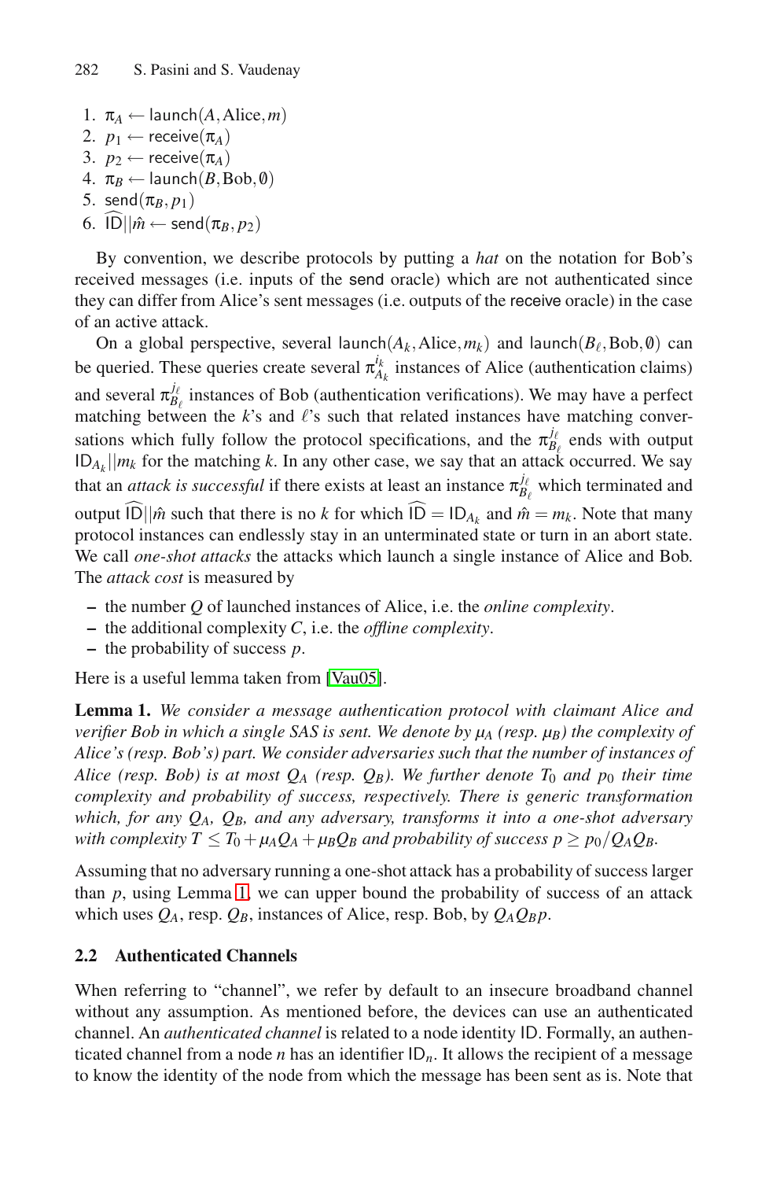1. $\pi_A \leftarrow \mathsf{launch}(A, \mathsf{Alice}, m)$
2. $p_1 \leftarrow \mathsf{receive}(\pi_A)$
3. $p_2 \leftarrow \mathsf{receive}(\pi_A)$
4. $\pi_B \leftarrow \mathsf{launch}(B, \mathsf{Bob}, \emptyset)$
5. $\mathsf{send}(\pi_B, p_1)$
6. $\widehat{\mathsf{ID}}||\hat{m} \leftarrow \mathsf{send}(\pi_B, p_2)$

By convention, we describe protocols by putting a *hat* on the notation for Bob's received messages (i.e. inputs of the send oracle) which are not authenticated since they can differ from Alice's sent messages (i.e. outputs of the receive oracle) in the case of an active attack.

On a global perspective, several $\mathsf{launch}(A_k, \mathsf{Alice}, m_k)$ and $\mathsf{launch}(B_\ell, \mathsf{Bob}, \emptyset)$ can be queried. These queries create several $\pi_{A_k}^{i_k}$ instances of Alice (authentication claims) and several $\pi_{B_\ell}^{j_\ell}$ instances of Bob (authentication verifications). We may have a perfect matching between the $k$'s and $\ell$'s such that related instances have matching conversations which fully follow the protocol specifications, and the $\pi_{B_\ell}^{j_\ell}$ ends with output $\mathsf{ID}_{A_k}||m_k$ for the matching $k$. In any other case, we say that an attack occurred. We say that an *attack is successful* if there exists at least an instance $\pi_{B_\ell}^{j_\ell}$ which terminated and output $\widehat{\mathsf{ID}}||\hat{m}$ such that there is no $k$ for which $\widehat{\mathsf{ID}} = \mathsf{ID}_{A_k}$ and $\hat{m} = m_k$. Note that many protocol instances can endlessly stay in an unterminated state or turn in an abort state. We call *one-shot attacks* the attacks which launch a single instance of Alice and Bob. The *attack cost* is measured by

- the number $Q$ of launched instances of Alice, i.e. the *online complexity*.
- the additional complexity $C$, i.e. the *offline complexity*.
- the probability of success $p$.

Here is a useful lemma taken from [Vau05].

**Lemma 1.** *We consider a message authentication protocol with claimant Alice and verifier Bob in which a single SAS is sent. We denote by $\mu_A$ (resp. $\mu_B$) the complexity of Alice's (resp. Bob's) part. We consider adversaries such that the number of instances of Alice (resp. Bob) is at most $Q_A$ (resp. $Q_B$). We further denote $T_0$ and $p_0$ their time complexity and probability of success, respectively. There is generic transformation which, for any $Q_A$, $Q_B$, and any adversary, transforms it into a one-shot adversary with complexity $T \leq T_0 + \mu_A Q_A + \mu_B Q_B$ and probability of success $p \geq p_0 / Q_A Q_B$.*

Assuming that no adversary running a one-shot attack has a probability of success larger than $p$, using Lemma 1, we can upper bound the probability of success of an attack which uses $Q_A$, resp. $Q_B$, instances of Alice, resp. Bob, by $Q_A Q_B p$.

### 2.2 Authenticated Channels

When referring to "channel", we refer by default to an insecure broadband channel without any assumption. As mentioned before, the devices can use an authenticated channel. An *authenticated channel* is related to a node identity ID. Formally, an authenticated channel from a node $n$ has an identifier $\mathsf{ID}_n$. It allows the recipient of a message to know the identity of the node from which the message has been sent as is. Note that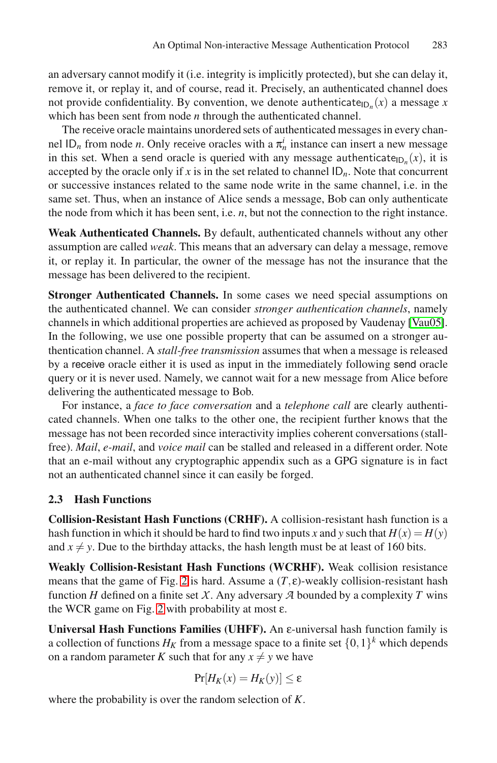an adversary cannot modify it (i.e. integrity is implicitly protected), but she can delay it, remove it, or replay it, and of course, read it. Precisely, an authenticated channel does not provide confidentiality. By convention, we denote $\mathsf{authenticate}_{\mathsf{ID}_n}(x)$ a message $x$ which has been sent from node $n$ through the authenticated channel.

The receive oracle maintains unordered sets of authenticated messages in every channel $\mathsf{ID}_n$ from node $n$. Only receive oracles with a $\pi_n^i$ instance can insert a new message in this set. When a send oracle is queried with any message $\mathsf{authenticate}_{\mathsf{ID}_n}(x)$, it is accepted by the oracle only if $x$ is in the set related to channel $\mathsf{ID}_n$. Note that concurrent or successive instances related to the same node write in the same channel, i.e. in the same set. Thus, when an instance of Alice sends a message, Bob can only authenticate the node from which it has been sent, i.e. $n$, but not the connection to the right instance.

**Weak Authenticated Channels.** By default, authenticated channels without any other assumption are called *weak*. This means that an adversary can delay a message, remove it, or replay it. In particular, the owner of the message has not the insurance that the message has been delivered to the recipient.

**Stronger Authenticated Channels.** In some cases we need special assumptions on the authenticated channel. We can consider *stronger authentication channels*, namely channels in which additional properties are achieved as proposed by Vaudenay [Vau05]. In the following, we use one possible property that can be assumed on a stronger authentication channel. A *stall-free transmission* assumes that when a message is released by a receive oracle either it is used as input in the immediately following send oracle query or it is never used. Namely, we cannot wait for a new message from Alice before delivering the authenticated message to Bob.

For instance, a *face to face conversation* and a *telephone call* are clearly authenticated channels. When one talks to the other one, the recipient further knows that the message has not been recorded since interactivity implies coherent conversations (stall-free). *Mail*, *e-mail*, and *voice mail* can be stalled and released in a different order. Note that an e-mail without any cryptographic appendix such as a GPG signature is in fact not an authenticated channel since it can easily be forged.

### 2.3 Hash Functions

**Collision-Resistant Hash Functions (CRHF).** A collision-resistant hash function is a hash function in which it should be hard to find two inputs $x$ and $y$ such that $H(x) = H(y)$ and $x \neq y$. Due to the birthday attacks, the hash length must be at least of 160 bits.

**Weakly Collision-Resistant Hash Functions (WCRHF).** Weak collision resistance means that the game of Fig. 2 is hard. Assume a $(T, \varepsilon)$-weakly collision-resistant hash function $H$ defined on a finite set $\mathcal{X}$. Any adversary $\mathcal{A}$ bounded by a complexity $T$ wins the WCR game on Fig. 2 with probability at most $\varepsilon$.

**Universal Hash Functions Families (UHFF).** An $\varepsilon$-universal hash function family is a collection of functions $H_K$ from a message space to a finite set $\{0,1\}^k$ which depends on a random parameter $K$ such that for any $x \neq y$ we have

$$\Pr[H_K(x) = H_K(y)] \leq \varepsilon$$

where the probability is over the random selection of $K$.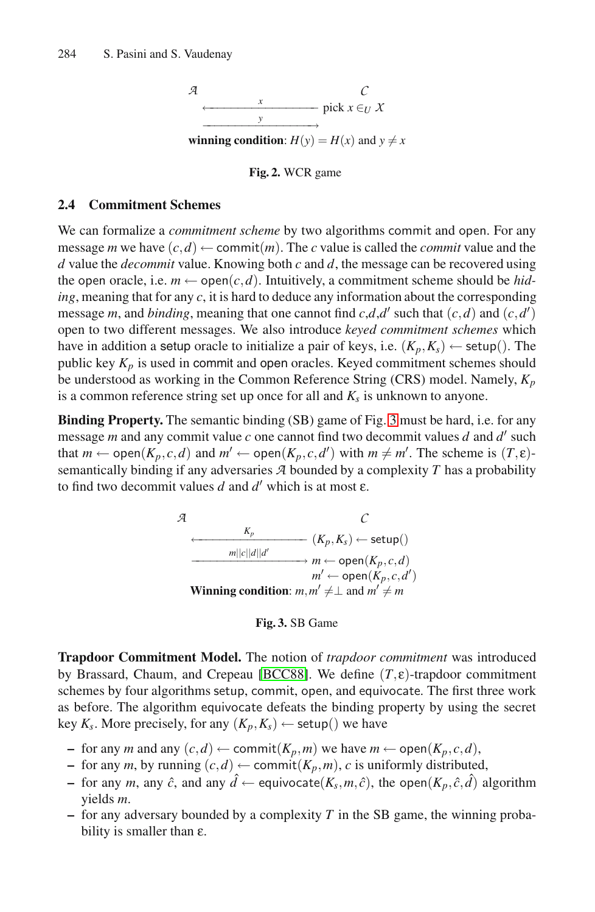$\mathcal{A}$ $\qquad\qquad\qquad\qquad$ $\mathcal{C}$

$\xleftarrow{\quad x \quad}$ pick $x \in_U \mathcal{X}$

$\xrightarrow{\quad y \quad}$

**winning condition**: $H(y) = H(x)$ and $y \neq x$

**Fig. 2.** WCR game

### 2.4 Commitment Schemes

We can formalize a *commitment scheme* by two algorithms commit and open. For any message $m$ we have $(c,d) \leftarrow \mathsf{commit}(m)$. The $c$ value is called the *commit* value and the $d$ value the *decommit* value. Knowing both $c$ and $d$, the message can be recovered using the open oracle, i.e. $m \leftarrow \mathsf{open}(c,d)$. Intuitively, a commitment scheme should be *hiding*, meaning that for any $c$, it is hard to deduce any information about the corresponding message $m$, and *binding*, meaning that one cannot find $c$,$d$,$d'$ such that $(c,d)$ and $(c,d')$ open to two different messages. We also introduce *keyed commitment schemes* which have in addition a setup oracle to initialize a pair of keys, i.e. $(K_p, K_s) \leftarrow \mathsf{setup}()$. The public key $K_p$ is used in commit and open oracles. Keyed commitment schemes should be understood as working in the Common Reference String (CRS) model. Namely, $K_p$ is a common reference string set up once for all and $K_s$ is unknown to anyone.

**Binding Property.** The semantic binding (SB) game of Fig. 3 must be hard, i.e. for any message $m$ and any commit value $c$ one cannot find two decommit values $d$ and $d'$ such that $m \leftarrow \mathsf{open}(K_p,c,d)$ and $m' \leftarrow \mathsf{open}(K_p,c,d')$ with $m \neq m'$. The scheme is $(T,\varepsilon)$-semantically binding if any adversaries $\mathcal{A}$ bounded by a complexity $T$ has a probability to find two decommit values $d$ and $d'$ which is at most $\varepsilon$.

$\mathcal{A}$ $\qquad\qquad\qquad\qquad$ $\mathcal{C}$

$\xleftarrow{\quad K_p \quad}$ $(K_p, K_s) \leftarrow \mathsf{setup}()$

$\xrightarrow{\quad m||c||d||d' \quad}$ $m \leftarrow \mathsf{open}(K_p,c,d)$

$m' \leftarrow \mathsf{open}(K_p,c,d')$

**Winning condition**: $m, m' \neq \perp$ and $m' \neq m$

**Fig. 3.** SB Game

**Trapdoor Commitment Model.** The notion of *trapdoor commitment* was introduced by Brassard, Chaum, and Crepeau [BCC88]. We define $(T,\varepsilon)$-trapdoor commitment schemes by four algorithms setup, commit, open, and equivocate. The first three work as before. The algorithm equivocate defeats the binding property by using the secret key $K_s$. More precisely, for any $(K_p, K_s) \leftarrow \mathsf{setup}()$ we have

- for any $m$ and any $(c,d) \leftarrow \mathsf{commit}(K_p,m)$ we have $m \leftarrow \mathsf{open}(K_p,c,d)$,
- for any $m$, by running $(c,d) \leftarrow \mathsf{commit}(K_p,m)$, $c$ is uniformly distributed,
- for any $m$, any $\hat{c}$, and any $\hat{d} \leftarrow \mathsf{equivocate}(K_s,m,\hat{c})$, the $\mathsf{open}(K_p,\hat{c},\hat{d})$ algorithm yields $m$.
- for any adversary bounded by a complexity $T$ in the SB game, the winning probability is smaller than $\varepsilon$.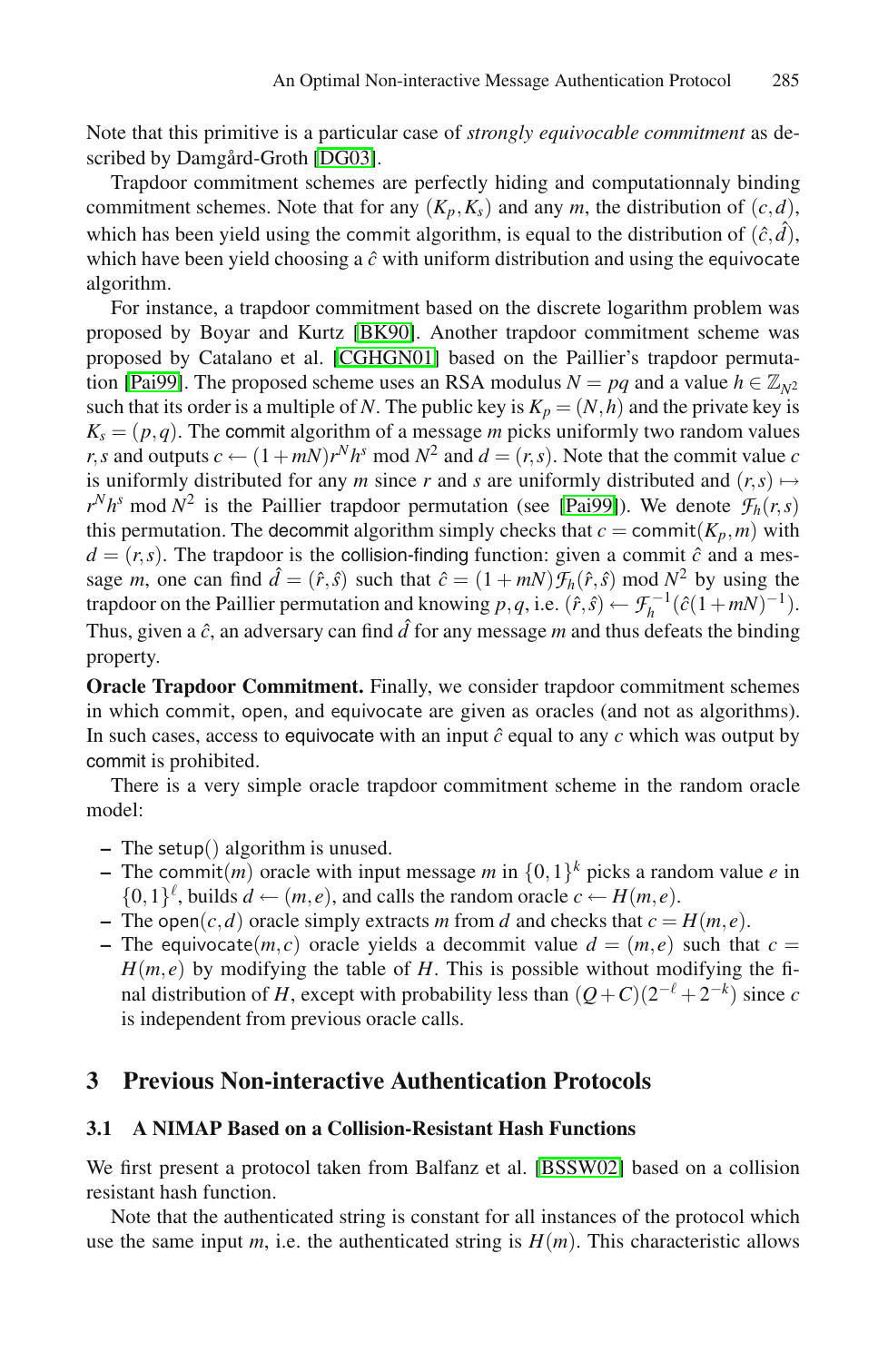Note that this primitive is a particular case of *strongly equivocable commitment* as described by Damgård-Groth [DG03].

Trapdoor commitment schemes are perfectly hiding and computationnaly binding commitment schemes. Note that for any $(K_p, K_s)$ and any $m$, the distribution of $(c, d)$, which has been yield using the commit algorithm, is equal to the distribution of $(\hat{c}, \hat{d})$, which have been yield choosing a $\hat{c}$ with uniform distribution and using the equivocate algorithm.

For instance, a trapdoor commitment based on the discrete logarithm problem was proposed by Boyar and Kurtz [BK90]. Another trapdoor commitment scheme was proposed by Catalano et al. [CGHGN01] based on the Paillier's trapdoor permutation [Pai99]. The proposed scheme uses an RSA modulus $N = pq$ and a value $h \in \mathbb{Z}_{N^2}$ such that its order is a multiple of $N$. The public key is $K_p = (N, h)$ and the private key is $K_s = (p, q)$. The commit algorithm of a message $m$ picks uniformly two random values $r, s$ and outputs $c \leftarrow (1 + mN)r^N h^s \bmod N^2$ and $d = (r, s)$. Note that the commit value $c$ is uniformly distributed for any $m$ since $r$ and $s$ are uniformly distributed and $(r, s) \mapsto r^N h^s \bmod N^2$ is the Paillier trapdoor permutation (see [Pai99]). We denote $\mathcal{F}_h(r, s)$ this permutation. The decommit algorithm simply checks that $c = \mathsf{commit}(K_p, m)$ with $d = (r, s)$. The trapdoor is the collision-finding function: given a commit $\hat{c}$ and a message $m$, one can find $\hat{d} = (\hat{r}, \hat{s})$ such that $\hat{c} = (1 + mN)\mathcal{F}_h(\hat{r}, \hat{s}) \bmod N^2$ by using the trapdoor on the Paillier permutation and knowing $p, q$, i.e. $(\hat{r}, \hat{s}) \leftarrow \mathcal{F}_h^{-1}(\hat{c}(1 + mN)^{-1})$. Thus, given a $\hat{c}$, an adversary can find $\hat{d}$ for any message $m$ and thus defeats the binding property.

**Oracle Trapdoor Commitment.** Finally, we consider trapdoor commitment schemes in which commit, open, and equivocate are given as oracles (and not as algorithms). In such cases, access to equivocate with an input $\hat{c}$ equal to any $c$ which was output by commit is prohibited.

There is a very simple oracle trapdoor commitment scheme in the random oracle model:

- The setup() algorithm is unused.
- The commit($m$) oracle with input message $m$ in $\{0, 1\}^k$ picks a random value $e$ in $\{0, 1\}^\ell$, builds $d \leftarrow (m, e)$, and calls the random oracle $c \leftarrow H(m, e)$.
- The open($c, d$) oracle simply extracts $m$ from $d$ and checks that $c = H(m, e)$.
- The equivocate($m, c$) oracle yields a decommit value $d = (m, e)$ such that $c = H(m, e)$ by modifying the table of $H$. This is possible without modifying the final distribution of $H$, except with probability less than $(Q + C)(2^{-\ell} + 2^{-k})$ since $c$ is independent from previous oracle calls.

## 3 Previous Non-interactive Authentication Protocols

### 3.1 A NIMAP Based on a Collision-Resistant Hash Functions

We first present a protocol taken from Balfanz et al. [BSSW02] based on a collision resistant hash function.

Note that the authenticated string is constant for all instances of the protocol which use the same input $m$, i.e. the authenticated string is $H(m)$. This characteristic allows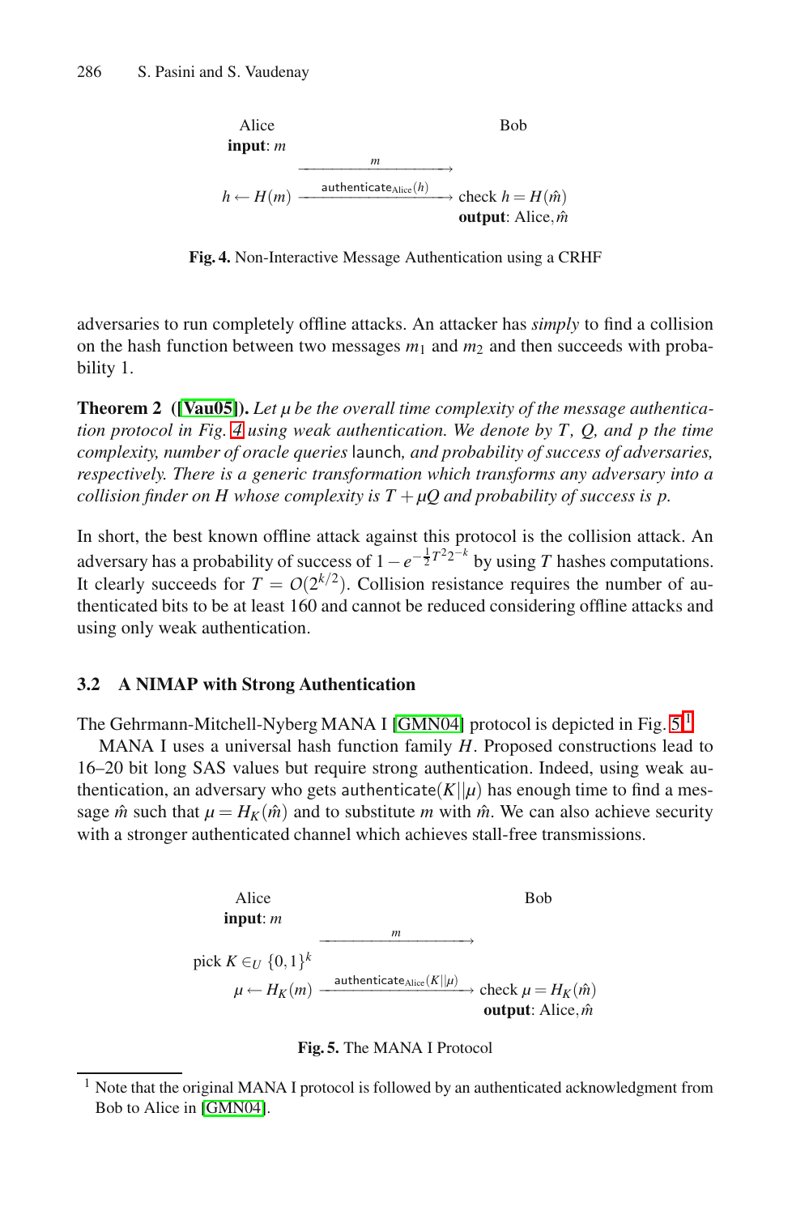Alice                                                         Bob

**input**: $m$

$$
\xrightarrow{\quad m \quad}
$$

$h \leftarrow H(m)$ $\xrightarrow{\mathsf{authenticate}_{\mathsf{Alice}}(h)}$ check $h = H(\hat{m})$

**output**: Alice, $\hat{m}$

**Fig. 4.** Non-Interactive Message Authentication using a CRHF

adversaries to run completely offline attacks. An attacker has *simply* to find a collision on the hash function between two messages $m_1$ and $m_2$ and then succeeds with probability 1.

**Theorem 2** (**[Vau05]**). *Let $\mu$ be the overall time complexity of the message authentication protocol in Fig. 4 using weak authentication. We denote by $T$, $Q$, and $p$ the time complexity, number of oracle queries* launch*, and probability of success of adversaries, respectively. There is a generic transformation which transforms any adversary into a collision finder on $H$ whose complexity is $T + \mu Q$ and probability of success is $p$.*

In short, the best known offline attack against this protocol is the collision attack. An adversary has a probability of success of $1 - e^{-\frac{1}{2}T^2 2^{-k}}$ by using $T$ hashes computations. It clearly succeeds for $T = O(2^{k/2})$. Collision resistance requires the number of authenticated bits to be at least 160 and cannot be reduced considering offline attacks and using only weak authentication.

### 3.2 A NIMAP with Strong Authentication

The Gehrmann-Mitchell-Nyberg MANA I [GMN04] protocol is depicted in Fig. 5.[1]

MANA I uses a universal hash function family $H$. Proposed constructions lead to 16–20 bit long SAS values but require strong authentication. Indeed, using weak authentication, an adversary who gets $\mathsf{authenticate}(K\|\mu)$ has enough time to find a message $\hat{m}$ such that $\mu = H_K(\hat{m})$ and to substitute $m$ with $\hat{m}$. We can also achieve security with a stronger authenticated channel which achieves stall-free transmissions.

Alice                                                         Bob

**input**: $m$

$$
\xrightarrow{\quad m \quad}
$$

pick $K \in_U \{0,1\}^k$

$\mu \leftarrow H_K(m)$ $\xrightarrow{\mathsf{authenticate}_{\mathsf{Alice}}(K\|\mu)}$ check $\mu = H_K(\hat{m})$

**output**: Alice, $\hat{m}$

**Fig. 5.** The MANA I Protocol

[1] Note that the original MANA I protocol is followed by an authenticated acknowledgment from Bob to Alice in [GMN04].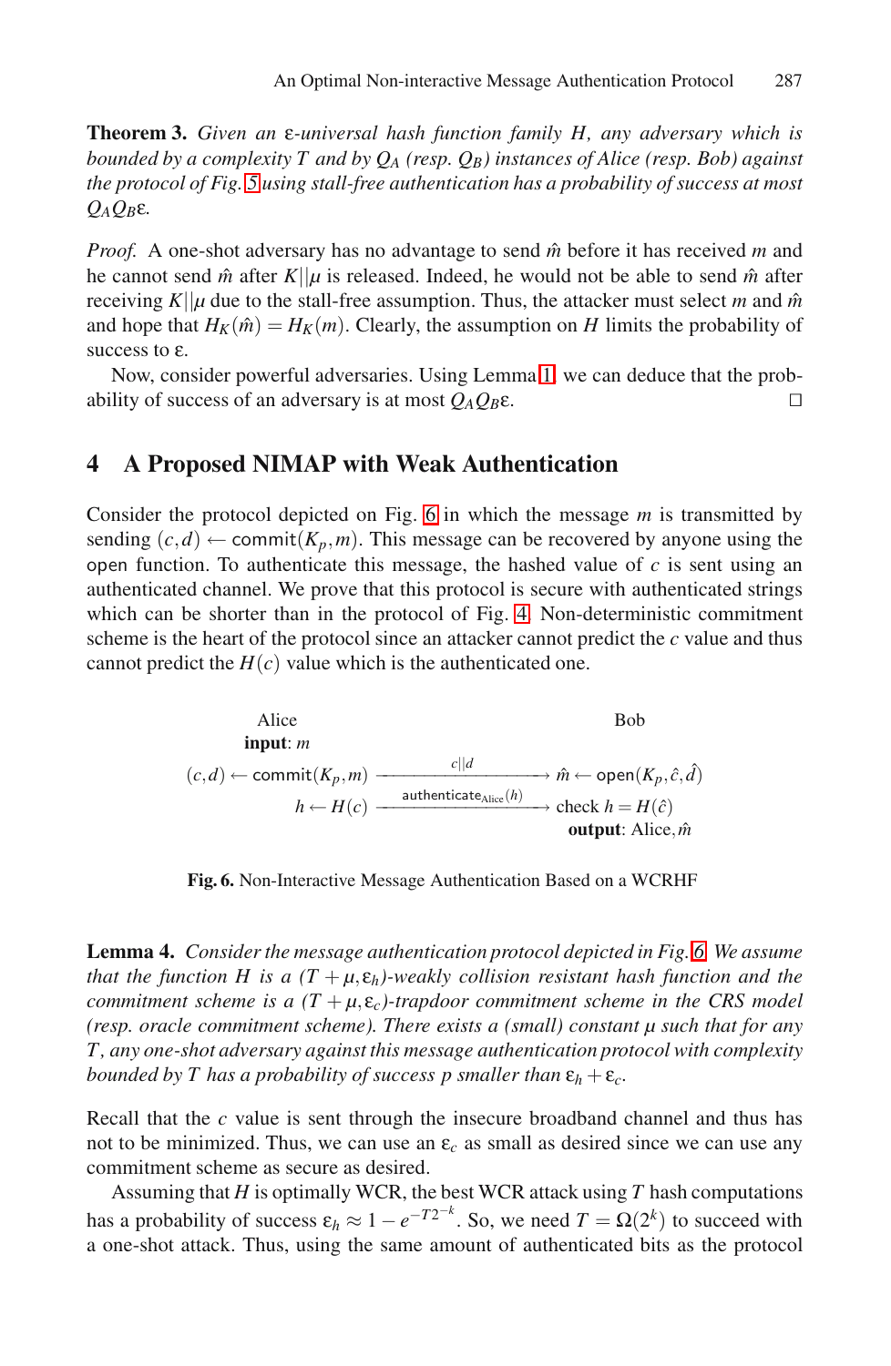**Theorem 3.** *Given an* $\varepsilon$*-universal hash function family* $H$*, any adversary which is bounded by a complexity* $T$ *and by* $Q_A$ *(resp.* $Q_B$*) instances of Alice (resp. Bob) against the protocol of Fig. 5 using stall-free authentication has a probability of success at most* $Q_A Q_B \varepsilon$*.*

*Proof.* A one-shot adversary has no advantage to send $\hat{m}$ before it has received $m$ and he cannot send $\hat{m}$ after $K||\mu$ is released. Indeed, he would not be able to send $\hat{m}$ after receiving $K||\mu$ due to the stall-free assumption. Thus, the attacker must select $m$ and $\hat{m}$ and hope that $H_K(\hat{m}) = H_K(m)$. Clearly, the assumption on $H$ limits the probability of success to $\varepsilon$.

Now, consider powerful adversaries. Using Lemma 1, we can deduce that the probability of success of an adversary is at most $Q_A Q_B \varepsilon$. □

## 4 A Proposed NIMAP with Weak Authentication

Consider the protocol depicted on Fig. 6 in which the message $m$ is transmitted by sending $(c,d) \leftarrow \mathsf{commit}(K_p, m)$. This message can be recovered by anyone using the open function. To authenticate this message, the hashed value of $c$ is sent using an authenticated channel. We prove that this protocol is secure with authenticated strings which can be shorter than in the protocol of Fig. 4. Non-deterministic commitment scheme is the heart of the protocol since an attacker cannot predict the $c$ value and thus cannot predict the $H(c)$ value which is the authenticated one.

| Alice | | Bob |
|---|---|---|
| **input**: $m$ | | |
| $(c,d) \leftarrow \mathsf{commit}(K_p, m)$ | $\xrightarrow{\quad c\|\|d \quad}$ | $\hat{m} \leftarrow \mathsf{open}(K_p, \hat{c}, \hat{d})$ |
| $h \leftarrow H(c)$ | $\xrightarrow{\mathsf{authenticate}_{\text{Alice}}(h)}$ | check $h = H(\hat{c})$ |
| | | **output**: Alice, $\hat{m}$ |

**Fig. 6.** Non-Interactive Message Authentication Based on a WCRHF

**Lemma 4.** *Consider the message authentication protocol depicted in Fig. 6. We assume that the function* $H$ *is a* $(T+\mu, \varepsilon_h)$*-weakly collision resistant hash function and the commitment scheme is a* $(T+\mu, \varepsilon_c)$*-trapdoor commitment scheme in the CRS model (resp. oracle commitment scheme). There exists a (small) constant* $\mu$ *such that for any* $T$*, any one-shot adversary against this message authentication protocol with complexity bounded by* $T$ *has a probability of success* $p$ *smaller than* $\varepsilon_h + \varepsilon_c$*.*

Recall that the $c$ value is sent through the insecure broadband channel and thus has not to be minimized. Thus, we can use an $\varepsilon_c$ as small as desired since we can use any commitment scheme as secure as desired.

Assuming that $H$ is optimally WCR, the best WCR attack using $T$ hash computations has a probability of success $\varepsilon_h \approx 1 - e^{-T2^{-k}}$. So, we need $T = \Omega(2^k)$ to succeed with a one-shot attack. Thus, using the same amount of authenticated bits as the protocol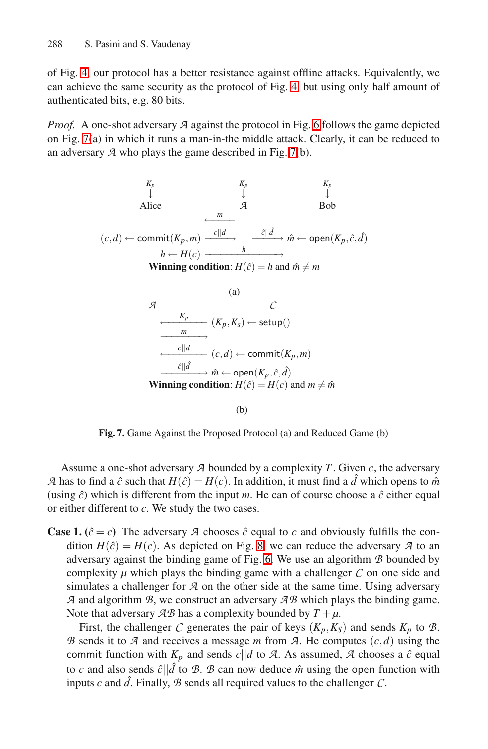of Fig. 4, our protocol has a better resistance against offline attacks. Equivalently, we can achieve the same security as the protocol of Fig. 4, but using only half amount of authenticated bits, e.g. 80 bits.

*Proof.* A one-shot adversary $\mathcal{A}$ against the protocol in Fig. 6 follows the game depicted on Fig. 7(a) in which it runs a man-in-the middle attack. Clearly, it can be reduced to an adversary $\mathcal{A}$ who plays the game described in Fig. 7(b).

$$
\begin{array}{ccccc}
K_p & & K_p & & K_p \\
\downarrow & & \downarrow & & \downarrow \\
\text{Alice} & & \mathcal{A} & & \text{Bob} \\
& \xleftarrow{\;m\;} & & & \\
(c,d) \leftarrow \mathsf{commit}(K_p, m) & \xrightarrow{\;c\|d\;} & & \xrightarrow{\;\hat{c}\|\hat{d}\;} & \hat{m} \leftarrow \mathsf{open}(K_p, \hat{c}, \hat{d}) \\
h \leftarrow H(c) & & \xrightarrow{\qquad h \qquad} & &
\end{array}
$$

**Winning condition**: $H(\hat{c}) = h$ and $\hat{m} \neq m$

(a)

$$
\begin{array}{ccc}
\mathcal{A} & & \mathcal{C} \\
& \xleftarrow{\;K_p\;} & (K_p, K_s) \leftarrow \mathsf{setup}() \\
& \xrightarrow{\;m\;} & \\
& \xleftarrow{\;c\|d\;} & (c,d) \leftarrow \mathsf{commit}(K_p, m) \\
& \xrightarrow{\;\hat{c}\|\hat{d}\;} & \hat{m} \leftarrow \mathsf{open}(K_p, \hat{c}, \hat{d})
\end{array}
$$

**Winning condition**: $H(\hat{c}) = H(c)$ and $m \neq \hat{m}$

(b)

**Fig. 7.** Game Against the Proposed Protocol (a) and Reduced Game (b)

Assume a one-shot adversary $\mathcal{A}$ bounded by a complexity $T$. Given $c$, the adversary $\mathcal{A}$ has to find a $\hat{c}$ such that $H(\hat{c}) = H(c)$. In addition, it must find a $\hat{d}$ which opens to $\hat{m}$ (using $\hat{c}$) which is different from the input $m$. He can of course choose a $\hat{c}$ either equal or either different to $c$. We study the two cases.

**Case 1.** **($\hat{c} = c$)** The adversary $\mathcal{A}$ chooses $\hat{c}$ equal to $c$ and obviously fulfills the condition $H(\hat{c}) = H(c)$. As depicted on Fig. 8, we can reduce the adversary $\mathcal{A}$ to an adversary against the binding game of Fig. 6. We use an algorithm $\mathcal{B}$ bounded by complexity $\mu$ which plays the binding game with a challenger $\mathcal{C}$ on one side and simulates a challenger for $\mathcal{A}$ on the other side at the same time. Using adversary $\mathcal{A}$ and algorithm $\mathcal{B}$, we construct an adversary $\mathcal{AB}$ which plays the binding game. Note that adversary $\mathcal{AB}$ has a complexity bounded by $T + \mu$.

First, the challenger $\mathcal{C}$ generates the pair of keys $(K_p, K_S)$ and sends $K_p$ to $\mathcal{B}$. $\mathcal{B}$ sends it to $\mathcal{A}$ and receives a message $m$ from $\mathcal{A}$. He computes $(c,d)$ using the commit function with $K_p$ and sends $c\|d$ to $\mathcal{A}$. As assumed, $\mathcal{A}$ chooses a $\hat{c}$ equal to $c$ and also sends $\hat{c}\|\hat{d}$ to $\mathcal{B}$. $\mathcal{B}$ can now deduce $\hat{m}$ using the open function with inputs $c$ and $\hat{d}$. Finally, $\mathcal{B}$ sends all required values to the challenger $\mathcal{C}$.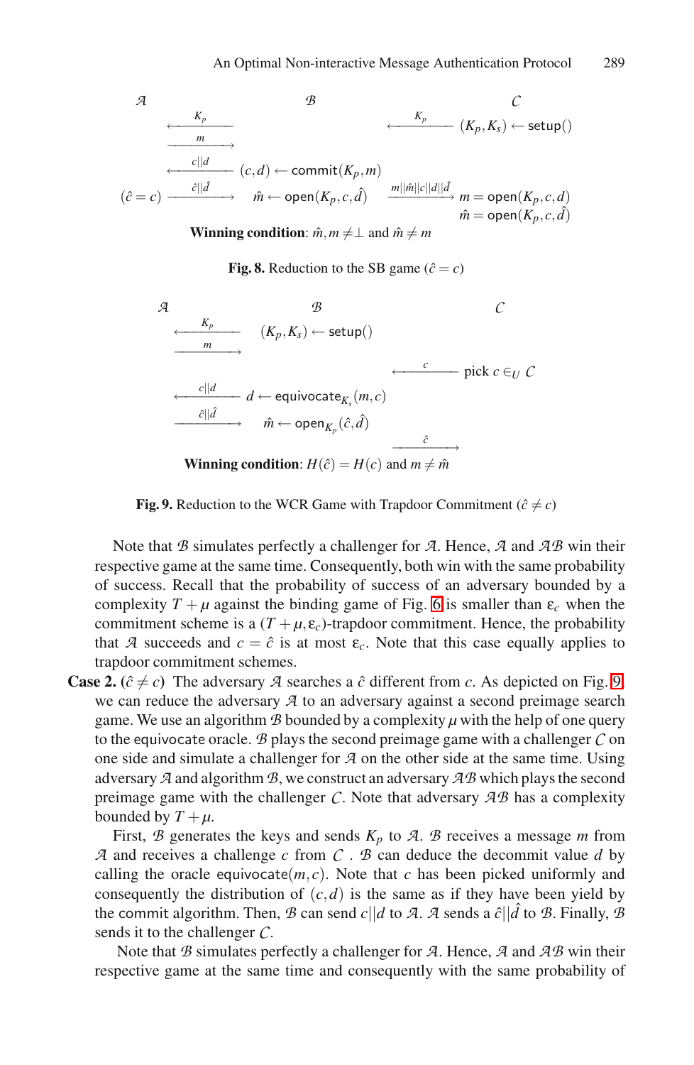$\mathcal{A}$ $\mathcal{B}$ $\mathcal{C}$

$\xleftarrow{K_p}$ $\xleftarrow{K_p}$ $(K_p, K_s) \leftarrow \mathsf{setup}()$

$\xrightarrow{m}$

$\xleftarrow{c||d}$ $(c,d) \leftarrow \mathsf{commit}(K_p, m)$

$(\hat{c} = c)$ $\xrightarrow{\hat{c}||\hat{d}}$ $\hat{m} \leftarrow \mathsf{open}(K_p, c, \hat{d})$ $\xrightarrow{m||\hat{m}||c||d||\hat{d}}$ $m = \mathsf{open}(K_p, c, d)$

$\hat{m} = \mathsf{open}(K_p, c, \hat{d})$

**Winning condition**: $\hat{m}, m \neq \perp$ and $\hat{m} \neq m$

**Fig. 8.** Reduction to the SB game ($\hat{c} = c$)

$\mathcal{A}$ $\mathcal{B}$ $\mathcal{C}$

$\xleftarrow{K_p}$ $(K_p, K_s) \leftarrow \mathsf{setup}()$

$\xrightarrow{m}$

$\xleftarrow{c}$ pick $c \in_U \mathcal{C}$

$\xleftarrow{c||d}$ $d \leftarrow \mathsf{equivocate}_{K_s}(m, c)$

$\xrightarrow{\hat{c}||\hat{d}}$ $\hat{m} \leftarrow \mathsf{open}_{K_p}(\hat{c}, \hat{d})$

$\xrightarrow{\hat{c}}$

**Winning condition**: $H(\hat{c}) = H(c)$ and $m \neq \hat{m}$

**Fig. 9.** Reduction to the WCR Game with Trapdoor Commitment ($\hat{c} \neq c$)

Note that $\mathcal{B}$ simulates perfectly a challenger for $\mathcal{A}$. Hence, $\mathcal{A}$ and $\mathcal{AB}$ win their respective game at the same time. Consequently, both win with the same probability of success. Recall that the probability of success of an adversary bounded by a complexity $T + \mu$ against the binding game of Fig. 6 is smaller than $\varepsilon_c$ when the commitment scheme is a $(T + \mu, \varepsilon_c)$-trapdoor commitment. Hence, the probability that $\mathcal{A}$ succeeds and $c = \hat{c}$ is at most $\varepsilon_c$. Note that this case equally applies to trapdoor commitment schemes.

**Case 2.** **($\hat{c} \neq c$)** The adversary $\mathcal{A}$ searches a $\hat{c}$ different from $c$. As depicted on Fig. 9, we can reduce the adversary $\mathcal{A}$ to an adversary against a second preimage search game. We use an algorithm $\mathcal{B}$ bounded by a complexity $\mu$ with the help of one query to the equivocate oracle. $\mathcal{B}$ plays the second preimage game with a challenger $\mathcal{C}$ on one side and simulate a challenger for $\mathcal{A}$ on the other side at the same time. Using adversary $\mathcal{A}$ and algorithm $\mathcal{B}$, we construct an adversary $\mathcal{AB}$ which plays the second preimage game with the challenger $\mathcal{C}$. Note that adversary $\mathcal{AB}$ has a complexity bounded by $T + \mu$.

First, $\mathcal{B}$ generates the keys and sends $K_p$ to $\mathcal{A}$. $\mathcal{B}$ receives a message $m$ from $\mathcal{A}$ and receives a challenge $c$ from $\mathcal{C}$ . $\mathcal{B}$ can deduce the decommit value $d$ by calling the oracle $\mathsf{equivocate}(m, c)$. Note that $c$ has been picked uniformly and consequently the distribution of $(c, d)$ is the same as if they have been yield by the commit algorithm. Then, $\mathcal{B}$ can send $c||d$ to $\mathcal{A}$. $\mathcal{A}$ sends a $\hat{c}||\hat{d}$ to $\mathcal{B}$. Finally, $\mathcal{B}$ sends it to the challenger $\mathcal{C}$.

Note that $\mathcal{B}$ simulates perfectly a challenger for $\mathcal{A}$. Hence, $\mathcal{A}$ and $\mathcal{AB}$ win their respective game at the same time and consequently with the same probability of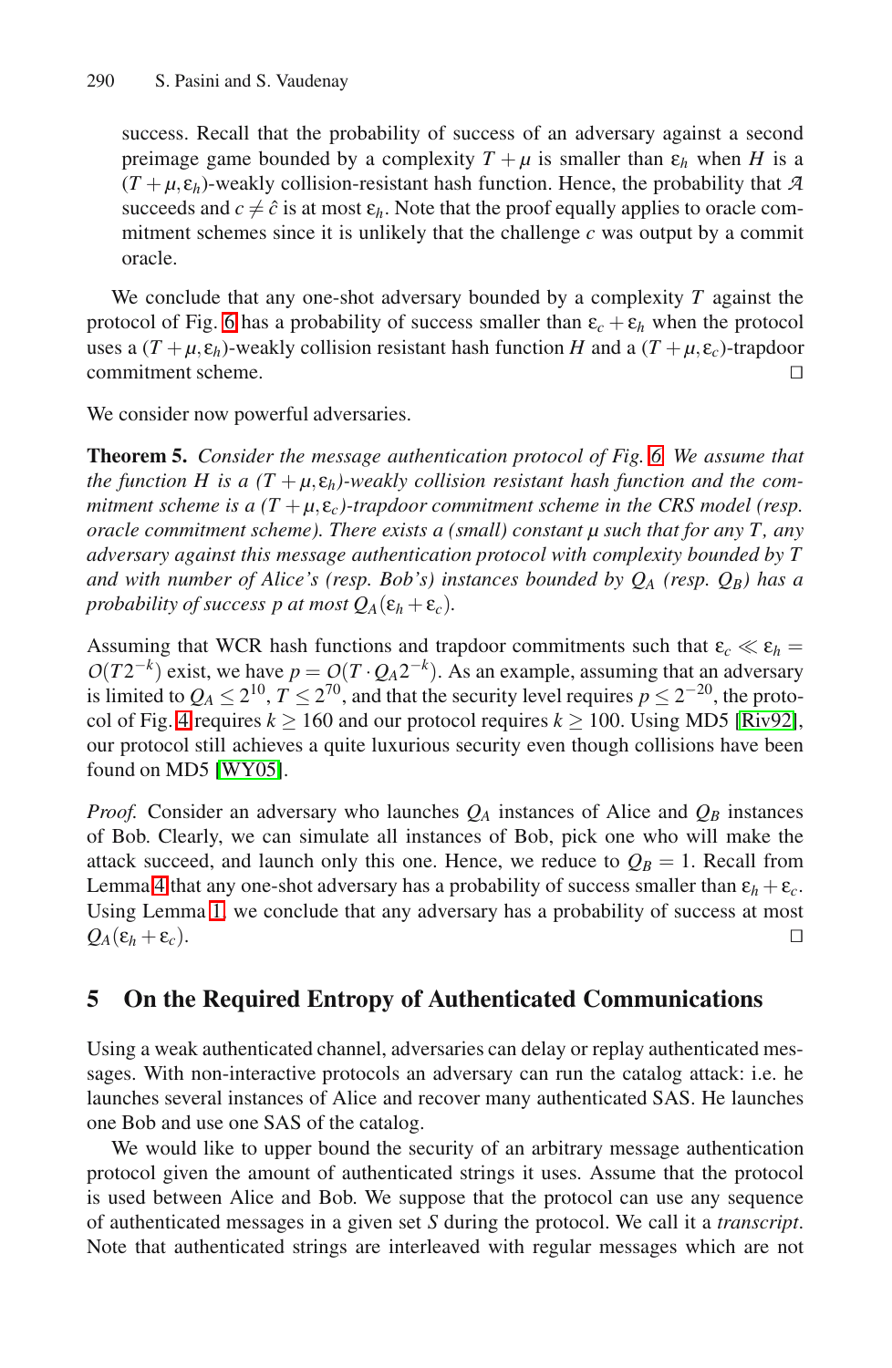success. Recall that the probability of success of an adversary against a second preimage game bounded by a complexity $T+\mu$ is smaller than $\varepsilon_h$ when $H$ is a $(T+\mu,\varepsilon_h)$-weakly collision-resistant hash function. Hence, the probability that $\mathcal{A}$ succeeds and $c \neq \hat{c}$ is at most $\varepsilon_h$. Note that the proof equally applies to oracle commitment schemes since it is unlikely that the challenge $c$ was output by a commit oracle.

We conclude that any one-shot adversary bounded by a complexity $T$ against the protocol of Fig. 6 has a probability of success smaller than $\varepsilon_c + \varepsilon_h$ when the protocol uses a $(T+\mu,\varepsilon_h)$-weakly collision resistant hash function $H$ and a $(T+\mu,\varepsilon_c)$-trapdoor commitment scheme. □

We consider now powerful adversaries.

**Theorem 5.** *Consider the message authentication protocol of Fig. 6. We assume that the function $H$ is a $(T+\mu,\varepsilon_h)$-weakly collision resistant hash function and the commitment scheme is a $(T+\mu,\varepsilon_c)$-trapdoor commitment scheme in the CRS model (resp. oracle commitment scheme). There exists a (small) constant $\mu$ such that for any $T$, any adversary against this message authentication protocol with complexity bounded by $T$ and with number of Alice's (resp. Bob's) instances bounded by $Q_A$ (resp. $Q_B$) has a probability of success $p$ at most $Q_A(\varepsilon_h+\varepsilon_c)$.*

Assuming that WCR hash functions and trapdoor commitments such that $\varepsilon_c \ll \varepsilon_h = O(T2^{-k})$ exist, we have $p = O(T \cdot Q_A 2^{-k})$. As an example, assuming that an adversary is limited to $Q_A \leq 2^{10}$, $T \leq 2^{70}$, and that the security level requires $p \leq 2^{-20}$, the protocol of Fig. 4 requires $k \geq 160$ and our protocol requires $k \geq 100$. Using MD5 [Riv92], our protocol still achieves a quite luxurious security even though collisions have been found on MD5 [WY05].

*Proof.* Consider an adversary who launches $Q_A$ instances of Alice and $Q_B$ instances of Bob. Clearly, we can simulate all instances of Bob, pick one who will make the attack succeed, and launch only this one. Hence, we reduce to $Q_B = 1$. Recall from Lemma 4 that any one-shot adversary has a probability of success smaller than $\varepsilon_h+\varepsilon_c$. Using Lemma 1, we conclude that any adversary has a probability of success at most $Q_A(\varepsilon_h+\varepsilon_c)$. □

## 5 On the Required Entropy of Authenticated Communications

Using a weak authenticated channel, adversaries can delay or replay authenticated messages. With non-interactive protocols an adversary can run the catalog attack: i.e. he launches several instances of Alice and recover many authenticated SAS. He launches one Bob and use one SAS of the catalog.

We would like to upper bound the security of an arbitrary message authentication protocol given the amount of authenticated strings it uses. Assume that the protocol is used between Alice and Bob. We suppose that the protocol can use any sequence of authenticated messages in a given set $S$ during the protocol. We call it a *transcript*. Note that authenticated strings are interleaved with regular messages which are not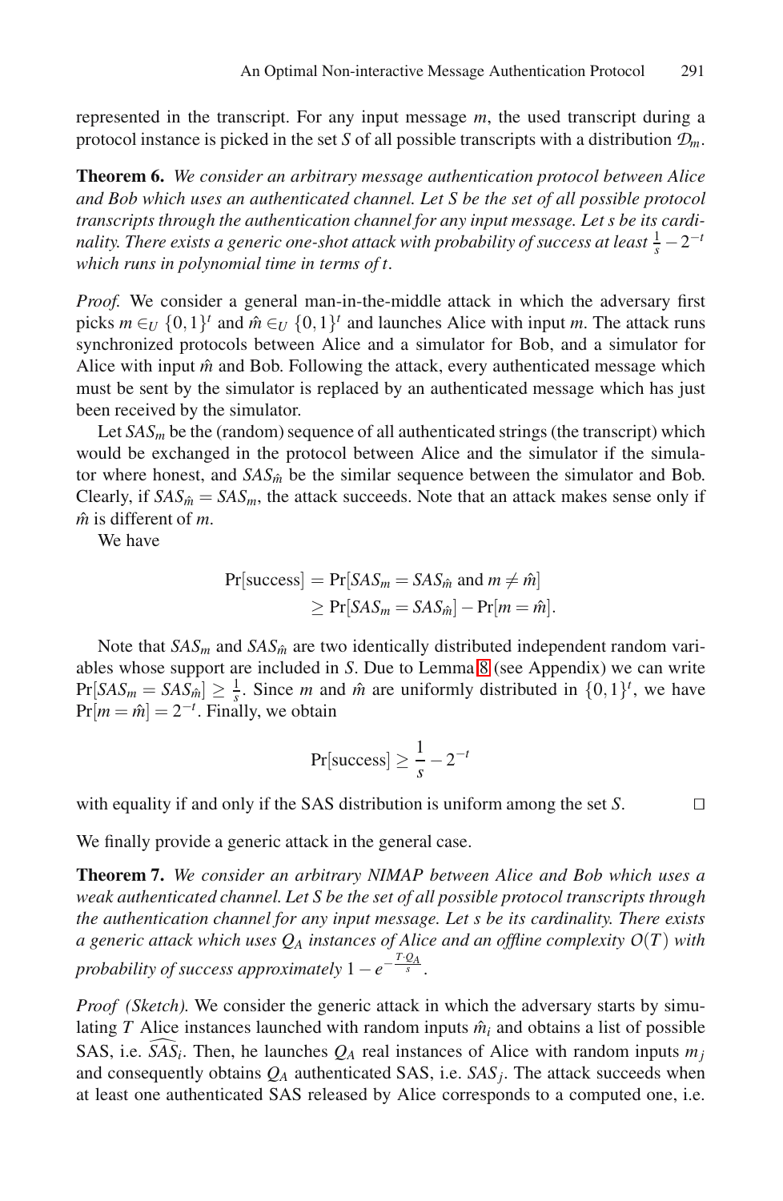represented in the transcript. For any input message $m$, the used transcript during a protocol instance is picked in the set $S$ of all possible transcripts with a distribution $\mathcal{D}_m$.

**Theorem 6.** *We consider an arbitrary message authentication protocol between Alice and Bob which uses an authenticated channel. Let $S$ be the set of all possible protocol transcripts through the authentication channel for any input message. Let $s$ be its cardinality. There exists a generic one-shot attack with probability of success at least $\frac{1}{s} - 2^{-t}$ which runs in polynomial time in terms of $t$.*

*Proof.* We consider a general man-in-the-middle attack in which the adversary first picks $m \in_U \{0,1\}^t$ and $\hat{m} \in_U \{0,1\}^t$ and launches Alice with input $m$. The attack runs synchronized protocols between Alice and a simulator for Bob, and a simulator for Alice with input $\hat{m}$ and Bob. Following the attack, every authenticated message which must be sent by the simulator is replaced by an authenticated message which has just been received by the simulator.

Let $SAS_m$ be the (random) sequence of all authenticated strings (the transcript) which would be exchanged in the protocol between Alice and the simulator if the simulator where honest, and $SAS_{\hat{m}}$ be the similar sequence between the simulator and Bob. Clearly, if $SAS_{\hat{m}} = SAS_m$, the attack succeeds. Note that an attack makes sense only if $\hat{m}$ is different of $m$.

We have

$$\begin{aligned}\Pr[\text{success}] &= \Pr[SAS_m = SAS_{\hat{m}} \text{ and } m \neq \hat{m}] \\ &\geq \Pr[SAS_m = SAS_{\hat{m}}] - \Pr[m = \hat{m}].\end{aligned}$$

Note that $SAS_m$ and $SAS_{\hat{m}}$ are two identically distributed independent random variables whose support are included in $S$. Due to Lemma 8 (see Appendix) we can write $\Pr[SAS_m = SAS_{\hat{m}}] \geq \frac{1}{s}$. Since $m$ and $\hat{m}$ are uniformly distributed in $\{0,1\}^t$, we have $\Pr[m = \hat{m}] = 2^{-t}$. Finally, we obtain

$$\Pr[\text{success}] \geq \frac{1}{s} - 2^{-t}$$

with equality if and only if the SAS distribution is uniform among the set $S$. □

We finally provide a generic attack in the general case.

**Theorem 7.** *We consider an arbitrary NIMAP between Alice and Bob which uses a weak authenticated channel. Let $S$ be the set of all possible protocol transcripts through the authentication channel for any input message. Let $s$ be its cardinality. There exists a generic attack which uses $Q_A$ instances of Alice and an offline complexity $O(T)$ with probability of success approximately $1 - e^{-\frac{T \cdot Q_A}{s}}$.*

*Proof (Sketch).* We consider the generic attack in which the adversary starts by simulating $T$ Alice instances launched with random inputs $\hat{m}_i$ and obtains a list of possible SAS, i.e. $\widehat{SAS}_i$. Then, he launches $Q_A$ real instances of Alice with random inputs $m_j$ and consequently obtains $Q_A$ authenticated SAS, i.e. $SAS_j$. The attack succeeds when at least one authenticated SAS released by Alice corresponds to a computed one, i.e.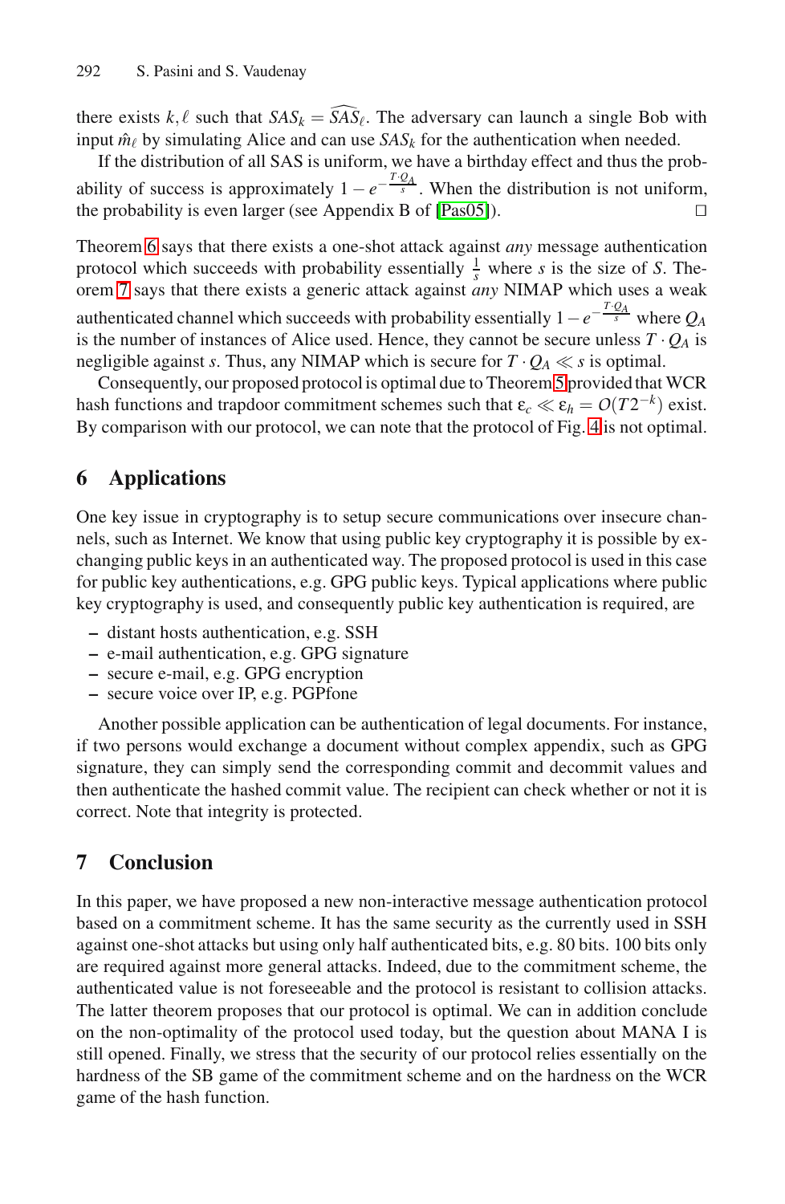there exists $k, \ell$ such that $SAS_k = \widehat{SAS}_\ell$. The adversary can launch a single Bob with input $\hat{m}_\ell$ by simulating Alice and can use $SAS_k$ for the authentication when needed.

If the distribution of all SAS is uniform, we have a birthday effect and thus the probability of success is approximately $1 - e^{-\frac{T \cdot Q_A}{s}}$. When the distribution is not uniform, the probability is even larger (see Appendix B of [Pas05]). □

Theorem 6 says that there exists a one-shot attack against *any* message authentication protocol which succeeds with probability essentially $\frac{1}{s}$ where $s$ is the size of $S$. Theorem 7 says that there exists a generic attack against *any* NIMAP which uses a weak authenticated channel which succeeds with probability essentially $1 - e^{-\frac{T \cdot Q_A}{s}}$ where $Q_A$ is the number of instances of Alice used. Hence, they cannot be secure unless $T \cdot Q_A$ is negligible against $s$. Thus, any NIMAP which is secure for $T \cdot Q_A \ll s$ is optimal.

Consequently, our proposed protocol is optimal due to Theorem 5 provided that WCR hash functions and trapdoor commitment schemes such that $\varepsilon_c \ll \varepsilon_h = O(T 2^{-k})$ exist. By comparison with our protocol, we can note that the protocol of Fig. 4 is not optimal.

## 6 Applications

One key issue in cryptography is to setup secure communications over insecure channels, such as Internet. We know that using public key cryptography it is possible by exchanging public keys in an authenticated way. The proposed protocol is used in this case for public key authentications, e.g. GPG public keys. Typical applications where public key cryptography is used, and consequently public key authentication is required, are

- distant hosts authentication, e.g. SSH
- e-mail authentication, e.g. GPG signature
- secure e-mail, e.g. GPG encryption
- secure voice over IP, e.g. PGPfone

Another possible application can be authentication of legal documents. For instance, if two persons would exchange a document without complex appendix, such as GPG signature, they can simply send the corresponding commit and decommit values and then authenticate the hashed commit value. The recipient can check whether or not it is correct. Note that integrity is protected.

## 7 Conclusion

In this paper, we have proposed a new non-interactive message authentication protocol based on a commitment scheme. It has the same security as the currently used in SSH against one-shot attacks but using only half authenticated bits, e.g. 80 bits. 100 bits only are required against more general attacks. Indeed, due to the commitment scheme, the authenticated value is not foreseeable and the protocol is resistant to collision attacks. The latter theorem proposes that our protocol is optimal. We can in addition conclude on the non-optimality of the protocol used today, but the question about MANA I is still opened. Finally, we stress that the security of our protocol relies essentially on the hardness of the SB game of the commitment scheme and on the hardness on the WCR game of the hash function.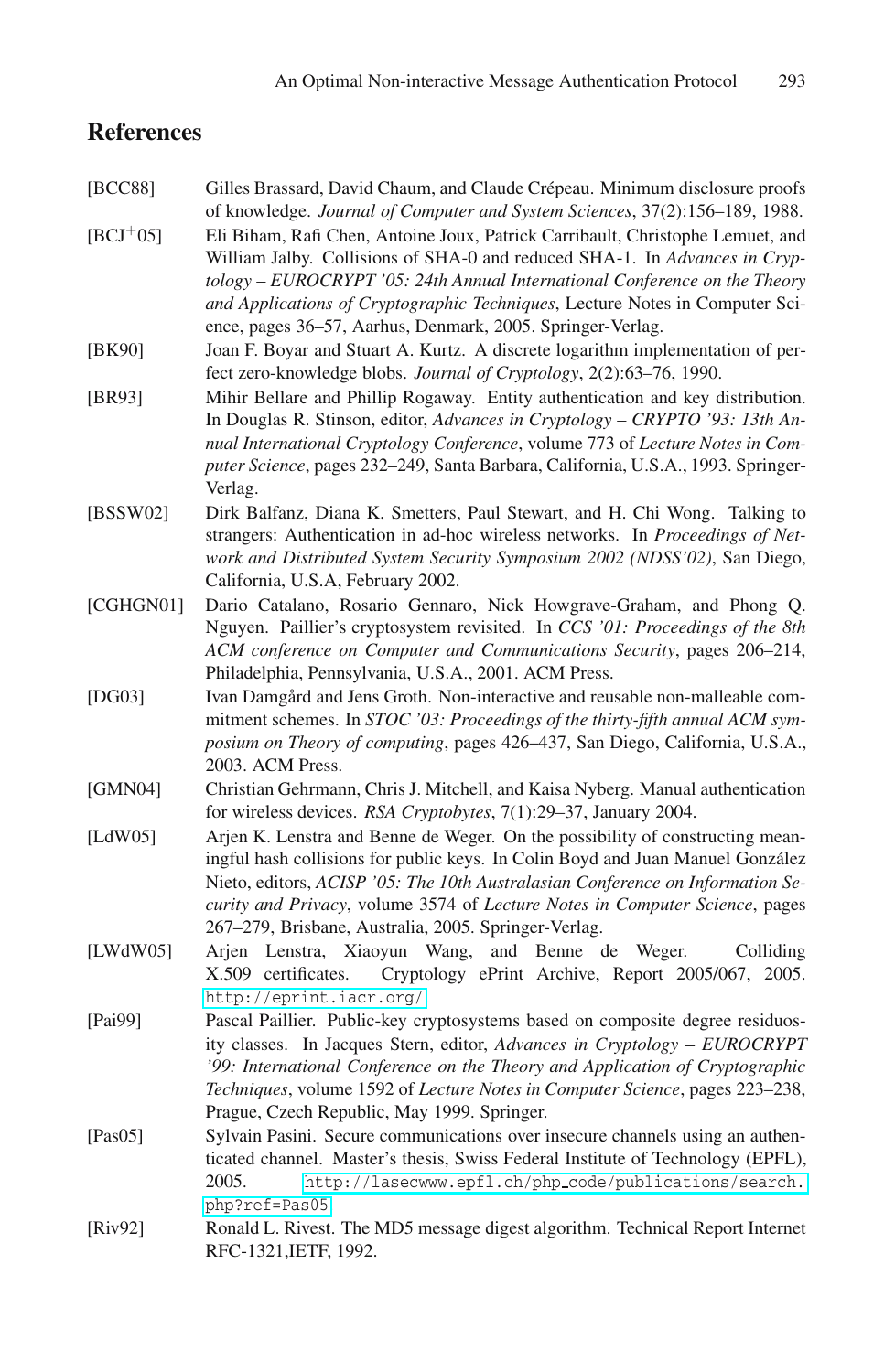## References

[BCC88] Gilles Brassard, David Chaum, and Claude Crépeau. Minimum disclosure proofs of knowledge. *Journal of Computer and System Sciences*, 37(2):156–189, 1988.

[BCJ+05] Eli Biham, Rafi Chen, Antoine Joux, Patrick Carribault, Christophe Lemuet, and William Jalby. Collisions of SHA-0 and reduced SHA-1. In *Advances in Cryptology – EUROCRYPT '05: 24th Annual International Conference on the Theory and Applications of Cryptographic Techniques*, Lecture Notes in Computer Science, pages 36–57, Aarhus, Denmark, 2005. Springer-Verlag.

[BK90] Joan F. Boyar and Stuart A. Kurtz. A discrete logarithm implementation of perfect zero-knowledge blobs. *Journal of Cryptology*, 2(2):63–76, 1990.

[BR93] Mihir Bellare and Phillip Rogaway. Entity authentication and key distribution. In Douglas R. Stinson, editor, *Advances in Cryptology – CRYPTO '93: 13th Annual International Cryptology Conference*, volume 773 of *Lecture Notes in Computer Science*, pages 232–249, Santa Barbara, California, U.S.A., 1993. Springer-Verlag.

[BSSW02] Dirk Balfanz, Diana K. Smetters, Paul Stewart, and H. Chi Wong. Talking to strangers: Authentication in ad-hoc wireless networks. In *Proceedings of Network and Distributed System Security Symposium 2002 (NDSS'02)*, San Diego, California, U.S.A, February 2002.

[CGHGN01] Dario Catalano, Rosario Gennaro, Nick Howgrave-Graham, and Phong Q. Nguyen. Paillier's cryptosystem revisited. In *CCS '01: Proceedings of the 8th ACM conference on Computer and Communications Security*, pages 206–214, Philadelphia, Pennsylvania, U.S.A., 2001. ACM Press.

[DG03] Ivan Damgård and Jens Groth. Non-interactive and reusable non-malleable commitment schemes. In *STOC '03: Proceedings of the thirty-fifth annual ACM symposium on Theory of computing*, pages 426–437, San Diego, California, U.S.A., 2003. ACM Press.

[GMN04] Christian Gehrmann, Chris J. Mitchell, and Kaisa Nyberg. Manual authentication for wireless devices. *RSA Cryptobytes*, 7(1):29–37, January 2004.

[LdW05] Arjen K. Lenstra and Benne de Weger. On the possibility of constructing meaningful hash collisions for public keys. In Colin Boyd and Juan Manuel González Nieto, editors, *ACISP '05: The 10th Australasian Conference on Information Security and Privacy*, volume 3574 of *Lecture Notes in Computer Science*, pages 267–279, Brisbane, Australia, 2005. Springer-Verlag.

[LWdW05] Arjen Lenstra, Xiaoyun Wang, and Benne de Weger. Colliding X.509 certificates. Cryptology ePrint Archive, Report 2005/067, 2005. http://eprint.iacr.org/

[Pai99] Pascal Paillier. Public-key cryptosystems based on composite degree residuosity classes. In Jacques Stern, editor, *Advances in Cryptology – EUROCRYPT '99: International Conference on the Theory and Application of Cryptographic Techniques*, volume 1592 of *Lecture Notes in Computer Science*, pages 223–238, Prague, Czech Republic, May 1999. Springer.

[Pas05] Sylvain Pasini. Secure communications over insecure channels using an authenticated channel. Master's thesis, Swiss Federal Institute of Technology (EPFL), 2005. http://lasecwww.epfl.ch/php_code/publications/search.php?ref=Pas05

[Riv92] Ronald L. Rivest. The MD5 message digest algorithm. Technical Report Internet RFC-1321,IETF, 1992.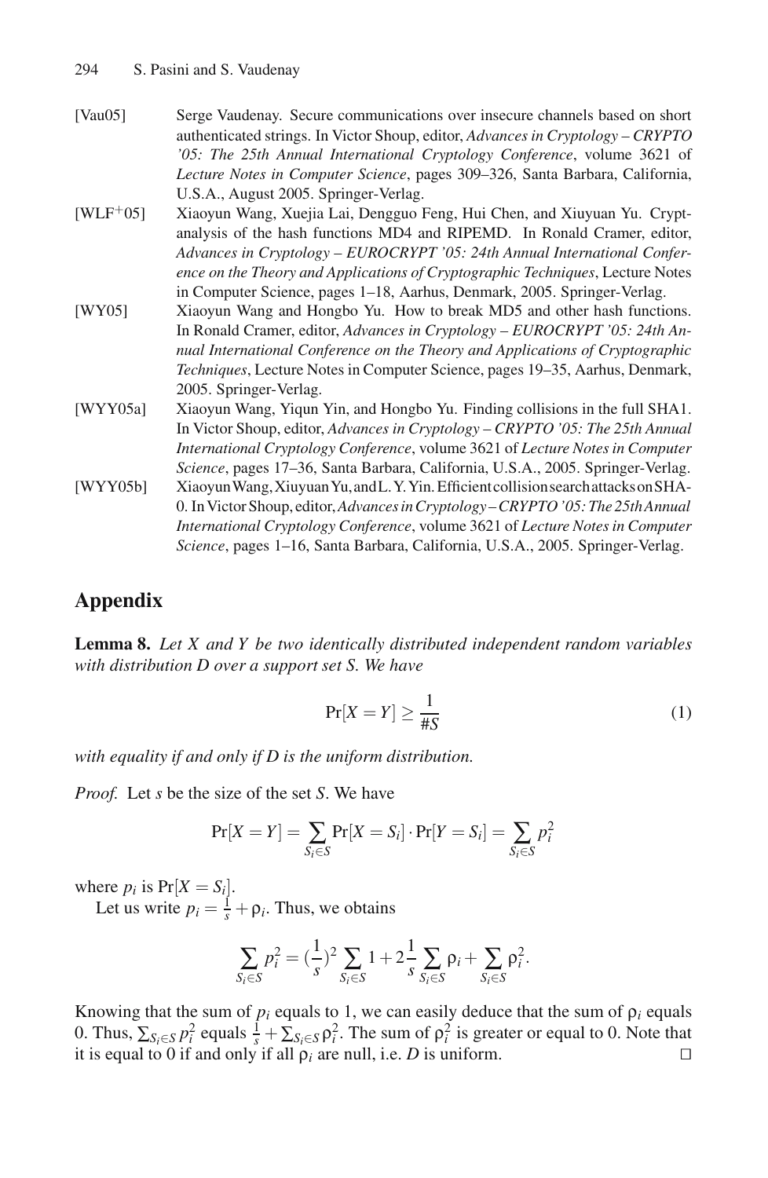[Vau05] Serge Vaudenay. Secure communications over insecure channels based on short authenticated strings. In Victor Shoup, editor, *Advances in Cryptology – CRYPTO '05: The 25th Annual International Cryptology Conference*, volume 3621 of *Lecture Notes in Computer Science*, pages 309–326, Santa Barbara, California, U.S.A., August 2005. Springer-Verlag.

[WLF+05] Xiaoyun Wang, Xuejia Lai, Dengguo Feng, Hui Chen, and Xiuyuan Yu. Cryptanalysis of the hash functions MD4 and RIPEMD. In Ronald Cramer, editor, *Advances in Cryptology – EUROCRYPT '05: 24th Annual International Conference on the Theory and Applications of Cryptographic Techniques*, Lecture Notes in Computer Science, pages 1–18, Aarhus, Denmark, 2005. Springer-Verlag.

[WY05] Xiaoyun Wang and Hongbo Yu. How to break MD5 and other hash functions. In Ronald Cramer, editor, *Advances in Cryptology – EUROCRYPT '05: 24th Annual International Conference on the Theory and Applications of Cryptographic Techniques*, Lecture Notes in Computer Science, pages 19–35, Aarhus, Denmark, 2005. Springer-Verlag.

[WYY05a] Xiaoyun Wang, Yiqun Yin, and Hongbo Yu. Finding collisions in the full SHA1. In Victor Shoup, editor, *Advances in Cryptology – CRYPTO '05: The 25th Annual International Cryptology Conference*, volume 3621 of *Lecture Notes in Computer Science*, pages 17–36, Santa Barbara, California, U.S.A., 2005. Springer-Verlag.

[WYY05b] Xiaoyun Wang, Xiuyuan Yu, and L. Y. Yin. Efficient collision search attacks on SHA-0. In Victor Shoup, editor, *Advances in Cryptology – CRYPTO '05: The 25th Annual International Cryptology Conference*, volume 3621 of *Lecture Notes in Computer Science*, pages 1–16, Santa Barbara, California, U.S.A., 2005. Springer-Verlag.

## Appendix

**Lemma 8.** *Let $X$ and $Y$ be two identically distributed independent random variables with distribution $D$ over a support set $S$. We have*

$$\Pr[X = Y] \geq \frac{1}{\#S} \tag{1}$$

*with equality if and only if $D$ is the uniform distribution.*

*Proof.* Let $s$ be the size of the set $S$. We have

$$\Pr[X = Y] = \sum_{S_i \in S} \Pr[X = S_i] \cdot \Pr[Y = S_i] = \sum_{S_i \in S} p_i^2$$

where $p_i$ is $\Pr[X = S_i]$.

Let us write $p_i = \frac{1}{s} + \rho_i$. Thus, we obtains

$$\sum_{S_i \in S} p_i^2 = (\frac{1}{s})^2 \sum_{S_i \in S} 1 + 2\frac{1}{s} \sum_{S_i \in S} \rho_i + \sum_{S_i \in S} \rho_i^2.$$

Knowing that the sum of $p_i$ equals to 1, we can easily deduce that the sum of $\rho_i$ equals 0. Thus, $\sum_{S_i \in S} p_i^2$ equals $\frac{1}{s} + \sum_{S_i \in S} \rho_i^2$. The sum of $\rho_i^2$ is greater or equal to 0. Note that it is equal to 0 if and only if all $\rho_i$ are null, i.e. $D$ is uniform. □